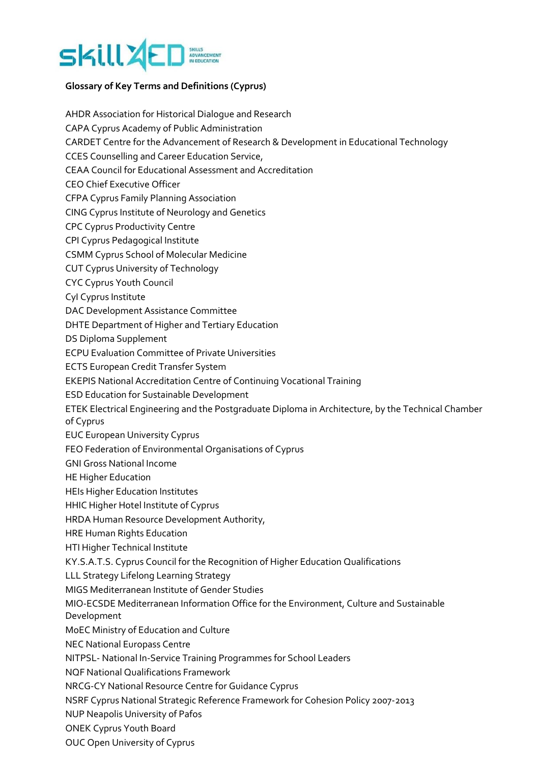**Glossary of Key Terms and Definitions (Cyprus)**

AHDR Association for Historical Dialogue and Research
CAPA Cyprus Academy of Public Administration
CARDET Centre for the Advancement of Research & Development in Educational Technology
CCES Counselling and Career Education Service,
CEAA Council for Educational Assessment and Accreditation
CEO Chief Executive Officer
CFPA Cyprus Family Planning Association
CING Cyprus Institute of Neurology and Genetics
CPC Cyprus Productivity Centre
CPI Cyprus Pedagogical Institute
CSMM Cyprus School of Molecular Medicine
CUT Cyprus University of Technology
CYC Cyprus Youth Council
CyI Cyprus Institute
DAC Development Assistance Committee
DHTE Department of Higher and Tertiary Education
DS Diploma Supplement
ECPU Evaluation Committee of Private Universities
ECTS European Credit Transfer System
EKEPIS National Accreditation Centre of Continuing Vocational Training
ESD Education for Sustainable Development
ETEK Electrical Engineering and the Postgraduate Diploma in Architecture, by the Technical Chamber of Cyprus
EUC European University Cyprus
FEO Federation of Environmental Organisations of Cyprus
GNI Gross National Income
HE Higher Education
HEIs Higher Education Institutes
HHIC Higher Hotel Institute of Cyprus
HRDA Human Resource Development Authority,
HRE Human Rights Education
HTI Higher Technical Institute
KY.S.A.T.S. Cyprus Council for the Recognition of Higher Education Qualifications
LLL Strategy Lifelong Learning Strategy
MIGS Mediterranean Institute of Gender Studies
MIO-ECSDE Mediterranean Information Office for the Environment, Culture and Sustainable Development
MoEC Ministry of Education and Culture
NEC National Europass Centre
NITPSL- National In-Service Training Programmes for School Leaders
NQF National Qualifications Framework
NRCG-CY National Resource Centre for Guidance Cyprus
NSRF Cyprus National Strategic Reference Framework for Cohesion Policy 2007-2013
NUP Neapolis University of Pafos
ONEK Cyprus Youth Board
OUC Open University of Cyprus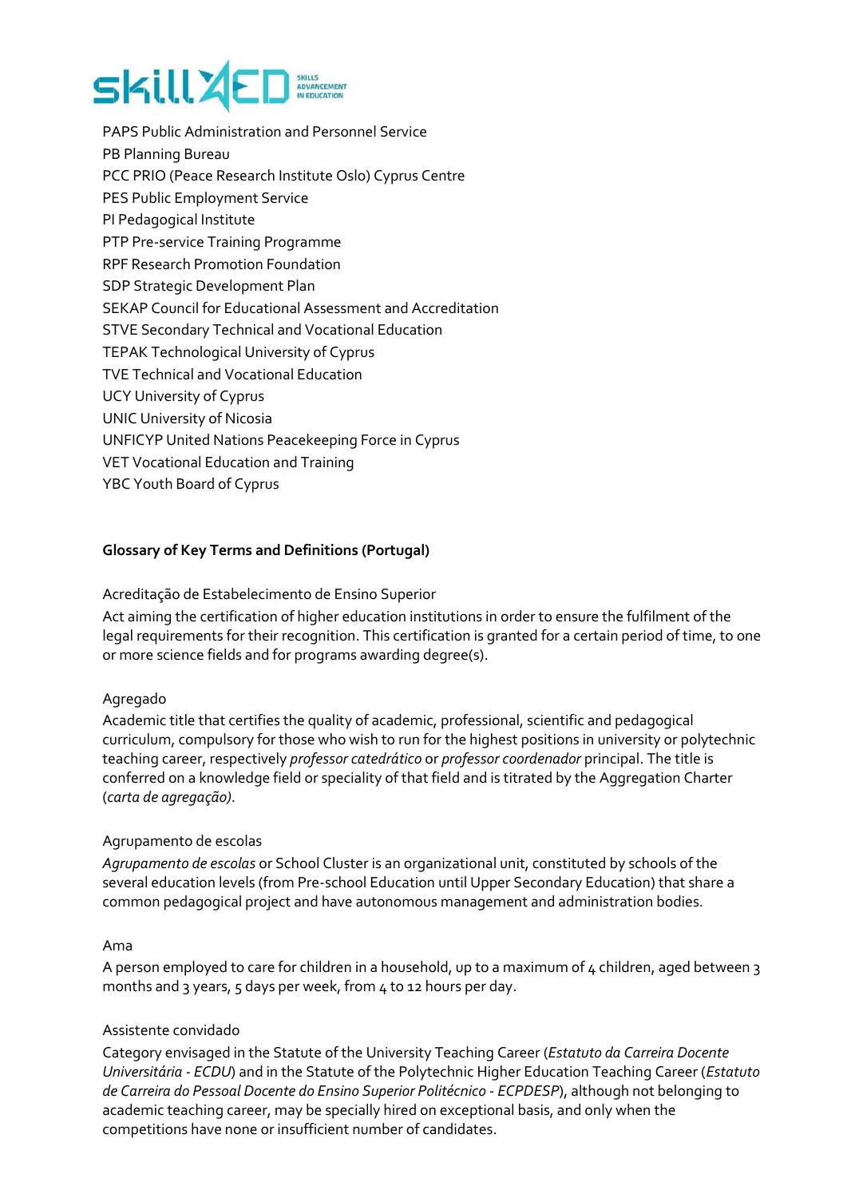PAPS Public Administration and Personnel Service
PB Planning Bureau
PCC PRIO (Peace Research Institute Oslo) Cyprus Centre
PES Public Employment Service
PI Pedagogical Institute
PTP Pre-service Training Programme
RPF Research Promotion Foundation
SDP Strategic Development Plan
SEKAP Council for Educational Assessment and Accreditation
STVE Secondary Technical and Vocational Education
TEPAK Technological University of Cyprus
TVE Technical and Vocational Education
UCY University of Cyprus
UNIC University of Nicosia
UNFICYP United Nations Peacekeeping Force in Cyprus
VET Vocational Education and Training
YBC Youth Board of Cyprus

## Glossary of Key Terms and Definitions (Portugal)

Acreditação de Estabelecimento de Ensino Superior

Act aiming the certification of higher education institutions in order to ensure the fulfilment of the legal requirements for their recognition. This certification is granted for a certain period of time, to one or more science fields and for programs awarding degree(s).

Agregado

Academic title that certifies the quality of academic, professional, scientific and pedagogical curriculum, compulsory for those who wish to run for the highest positions in university or polytechnic teaching career, respectively *professor catedrático* or *professor coordenador* principal. The title is conferred on a knowledge field or speciality of that field and is titrated by the Aggregation Charter (*carta de agregação)*.

Agrupamento de escolas

*Agrupamento de escolas* or School Cluster is an organizational unit, constituted by schools of the several education levels (from Pre-school Education until Upper Secondary Education) that share a common pedagogical project and have autonomous management and administration bodies.

Ama

A person employed to care for children in a household, up to a maximum of 4 children, aged between 3 months and 3 years, 5 days per week, from 4 to 12 hours per day.

Assistente convidado

Category envisaged in the Statute of the University Teaching Career (*Estatuto da Carreira Docente Universitária - ECDU*) and in the Statute of the Polytechnic Higher Education Teaching Career (*Estatuto de Carreira do Pessoal Docente do Ensino Superior Politécnico - ECPDESP*), although not belonging to academic teaching career, may be specially hired on exceptional basis, and only when the competitions have none or insufficient number of candidates.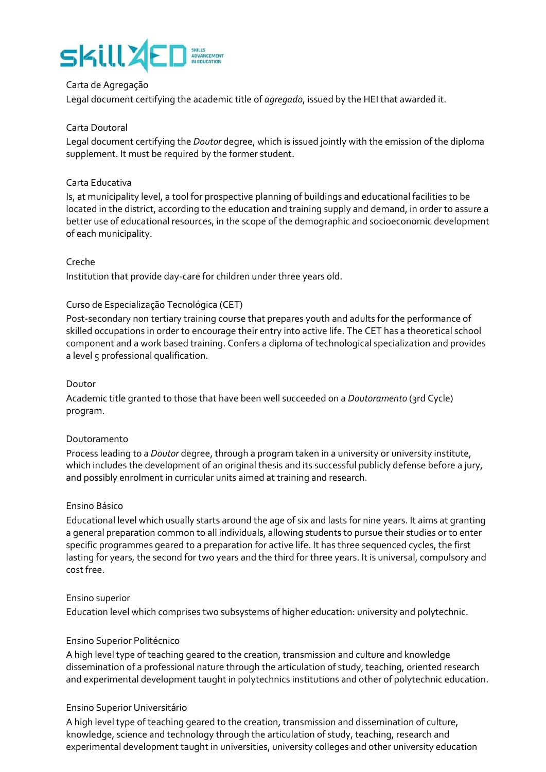Carta de Agregação
Legal document certifying the academic title of *agregado*, issued by the HEI that awarded it.

Carta Doutoral
Legal document certifying the *Doutor* degree, which is issued jointly with the emission of the diploma supplement. It must be required by the former student.

Carta Educativa
Is, at municipality level, a tool for prospective planning of buildings and educational facilities to be located in the district, according to the education and training supply and demand, in order to assure a better use of educational resources, in the scope of the demographic and socioeconomic development of each municipality.

Creche
Institution that provide day-care for children under three years old.

Curso de Especialização Tecnológica (CET)
Post-secondary non tertiary training course that prepares youth and adults for the performance of skilled occupations in order to encourage their entry into active life. The CET has a theoretical school component and a work based training. Confers a diploma of technological specialization and provides a level 5 professional qualification.

Doutor
Academic title granted to those that have been well succeeded on a *Doutoramento* (3rd Cycle) program.

Doutoramento
Process leading to a *Doutor* degree, through a program taken in a university or university institute, which includes the development of an original thesis and its successful publicly defense before a jury, and possibly enrolment in curricular units aimed at training and research.

Ensino Básico
Educational level which usually starts around the age of six and lasts for nine years. It aims at granting a general preparation common to all individuals, allowing students to pursue their studies or to enter specific programmes geared to a preparation for active life. It has three sequenced cycles, the first lasting for years, the second for two years and the third for three years. It is universal, compulsory and cost free.

Ensino superior
Education level which comprises two subsystems of higher education: university and polytechnic.

Ensino Superior Politécnico
A high level type of teaching geared to the creation, transmission and culture and knowledge dissemination of a professional nature through the articulation of study, teaching, oriented research and experimental development taught in polytechnics institutions and other of polytechnic education.

Ensino Superior Universitário
A high level type of teaching geared to the creation, transmission and dissemination of culture, knowledge, science and technology through the articulation of study, teaching, research and experimental development taught in universities, university colleges and other university education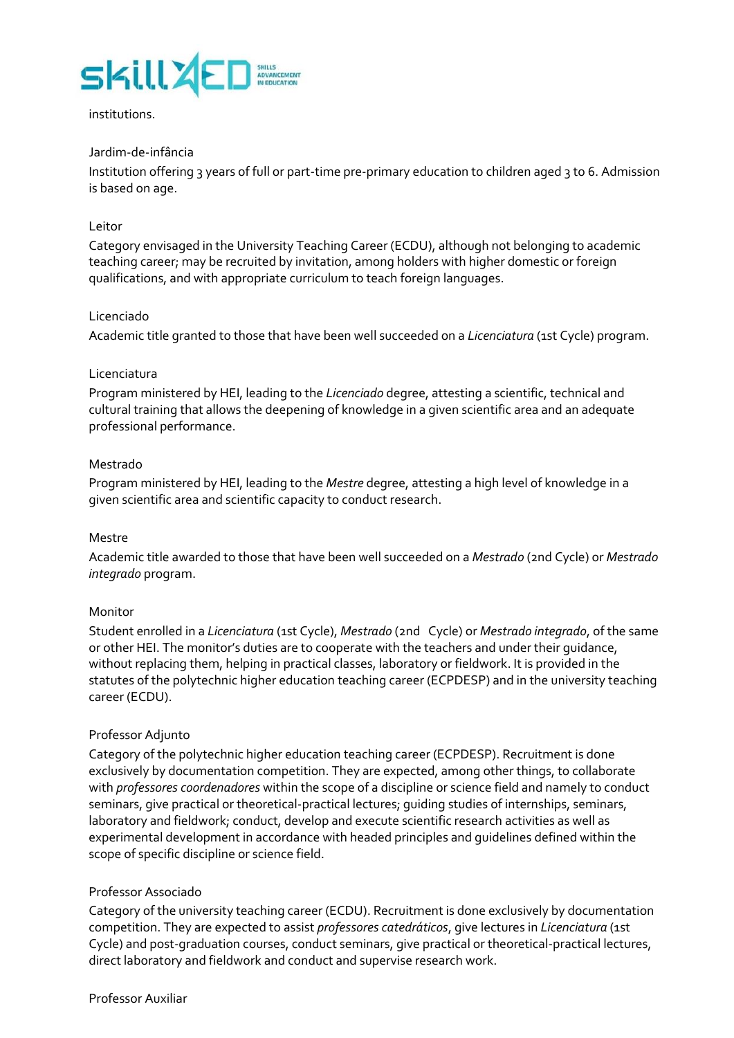institutions.

Jardim-de-infância

Institution offering 3 years of full or part-time pre-primary education to children aged 3 to 6. Admission is based on age.

Leitor

Category envisaged in the University Teaching Career (ECDU), although not belonging to academic teaching career; may be recruited by invitation, among holders with higher domestic or foreign qualifications, and with appropriate curriculum to teach foreign languages.

Licenciado

Academic title granted to those that have been well succeeded on a *Licenciatura* (1st Cycle) program.

Licenciatura

Program ministered by HEI, leading to the *Licenciado* degree, attesting a scientific, technical and cultural training that allows the deepening of knowledge in a given scientific area and an adequate professional performance.

Mestrado

Program ministered by HEI, leading to the *Mestre* degree, attesting a high level of knowledge in a given scientific area and scientific capacity to conduct research.

Mestre

Academic title awarded to those that have been well succeeded on a *Mestrado* (2nd Cycle) or *Mestrado integrado* program.

Monitor

Student enrolled in a *Licenciatura* (1st Cycle), *Mestrado* (2nd Cycle) or *Mestrado integrado*, of the same or other HEI. The monitor's duties are to cooperate with the teachers and under their guidance, without replacing them, helping in practical classes, laboratory or fieldwork. It is provided in the statutes of the polytechnic higher education teaching career (ECPDESP) and in the university teaching career (ECDU).

Professor Adjunto

Category of the polytechnic higher education teaching career (ECPDESP). Recruitment is done exclusively by documentation competition. They are expected, among other things, to collaborate with *professores coordenadores* within the scope of a discipline or science field and namely to conduct seminars, give practical or theoretical-practical lectures; guiding studies of internships, seminars, laboratory and fieldwork; conduct, develop and execute scientific research activities as well as experimental development in accordance with headed principles and guidelines defined within the scope of specific discipline or science field.

Professor Associado

Category of the university teaching career (ECDU). Recruitment is done exclusively by documentation competition. They are expected to assist *professores catedráticos*, give lectures in *Licenciatura* (1st Cycle) and post-graduation courses, conduct seminars, give practical or theoretical-practical lectures, direct laboratory and fieldwork and conduct and supervise research work.

Professor Auxiliar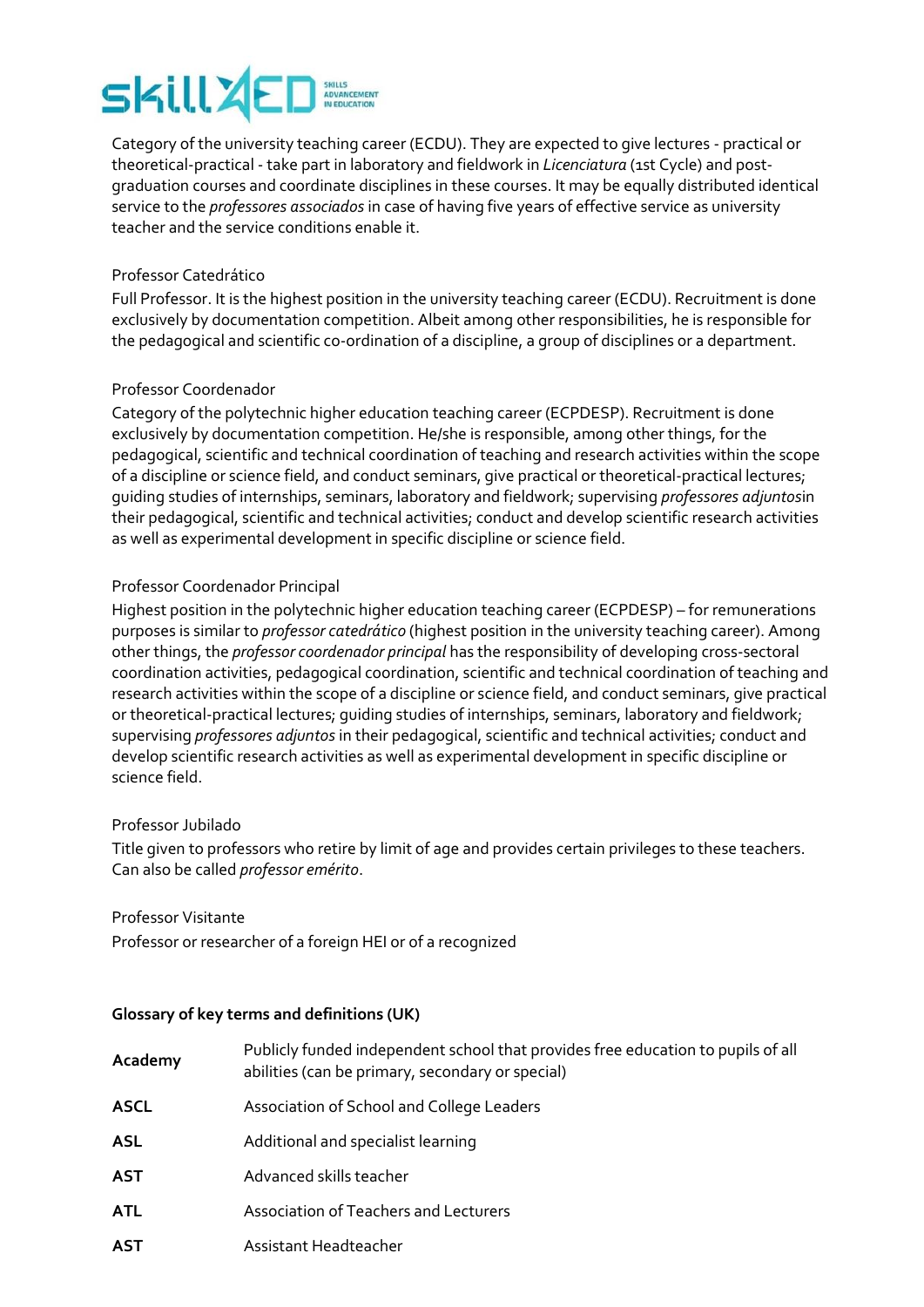Category of the university teaching career (ECDU). They are expected to give lectures - practical or theoretical-practical - take part in laboratory and fieldwork in *Licenciatura* (1st Cycle) and post-graduation courses and coordinate disciplines in these courses. It may be equally distributed identical service to the *professores associados* in case of having five years of effective service as university teacher and the service conditions enable it.

Professor Catedrático
Full Professor. It is the highest position in the university teaching career (ECDU). Recruitment is done exclusively by documentation competition. Albeit among other responsibilities, he is responsible for the pedagogical and scientific co-ordination of a discipline, a group of disciplines or a department.

Professor Coordenador
Category of the polytechnic higher education teaching career (ECPDESP). Recruitment is done exclusively by documentation competition. He/she is responsible, among other things, for the pedagogical, scientific and technical coordination of teaching and research activities within the scope of a discipline or science field, and conduct seminars, give practical or theoretical-practical lectures; guiding studies of internships, seminars, laboratory and fieldwork; supervising *professores adjuntos*in their pedagogical, scientific and technical activities; conduct and develop scientific research activities as well as experimental development in specific discipline or science field.

Professor Coordenador Principal
Highest position in the polytechnic higher education teaching career (ECPDESP) – for remunerations purposes is similar to *professor catedrático* (highest position in the university teaching career). Among other things, the *professor coordenador principal* has the responsibility of developing cross-sectoral coordination activities, pedagogical coordination, scientific and technical coordination of teaching and research activities within the scope of a discipline or science field, and conduct seminars, give practical or theoretical-practical lectures; guiding studies of internships, seminars, laboratory and fieldwork; supervising *professores adjuntos* in their pedagogical, scientific and technical activities; conduct and develop scientific research activities as well as experimental development in specific discipline or science field.

Professor Jubilado
Title given to professors who retire by limit of age and provides certain privileges to these teachers. Can also be called *professor emérito*.

Professor Visitante
Professor or researcher of a foreign HEI or of a recognized

**Glossary of key terms and definitions (UK)**

| | |
|---|---|
| **Academy** | Publicly funded independent school that provides free education to pupils of all abilities (can be primary, secondary or special) |
| **ASCL** | Association of School and College Leaders |
| **ASL** | Additional and specialist learning |
| **AST** | Advanced skills teacher |
| **ATL** | Association of Teachers and Lecturers |
| **AST** | Assistant Headteacher |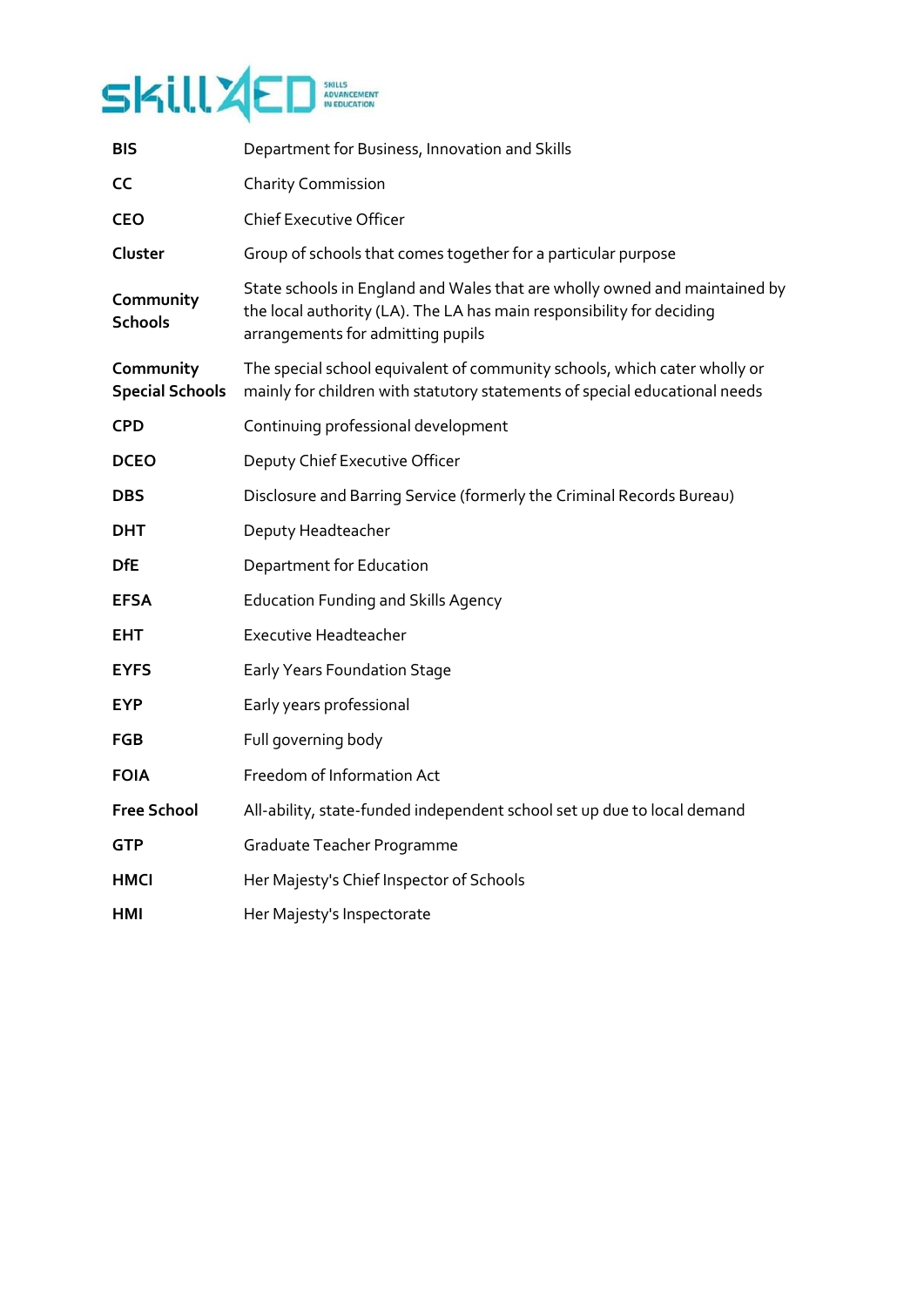| | |
|---|---|
| **BIS** | Department for Business, Innovation and Skills |
| **CC** | Charity Commission |
| **CEO** | Chief Executive Officer |
| **Cluster** | Group of schools that comes together for a particular purpose |
| **Community Schools** | State schools in England and Wales that are wholly owned and maintained by the local authority (LA). The LA has main responsibility for deciding arrangements for admitting pupils |
| **Community Special Schools** | The special school equivalent of community schools, which cater wholly or mainly for children with statutory statements of special educational needs |
| **CPD** | Continuing professional development |
| **DCEO** | Deputy Chief Executive Officer |
| **DBS** | Disclosure and Barring Service (formerly the Criminal Records Bureau) |
| **DHT** | Deputy Headteacher |
| **DfE** | Department for Education |
| **EFSA** | Education Funding and Skills Agency |
| **EHT** | Executive Headteacher |
| **EYFS** | Early Years Foundation Stage |
| **EYP** | Early years professional |
| **FGB** | Full governing body |
| **FOIA** | Freedom of Information Act |
| **Free School** | All-ability, state-funded independent school set up due to local demand |
| **GTP** | Graduate Teacher Programme |
| **HMCI** | Her Majesty's Chief Inspector of Schools |
| **HMI** | Her Majesty's Inspectorate |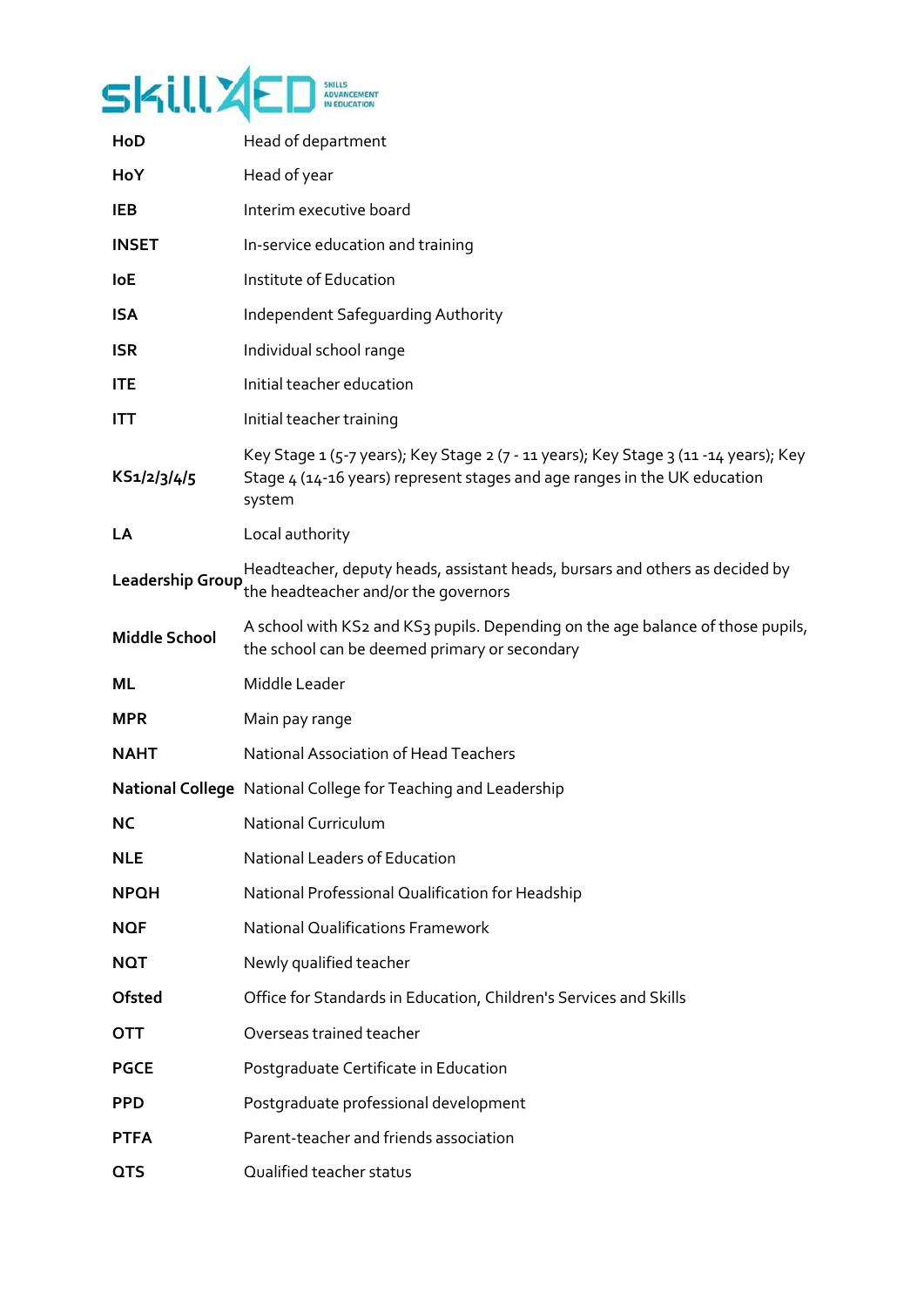| | |
|---|---|
| **HoD** | Head of department |
| **HoY** | Head of year |
| **IEB** | Interim executive board |
| **INSET** | In-service education and training |
| **IoE** | Institute of Education |
| **ISA** | Independent Safeguarding Authority |
| **ISR** | Individual school range |
| **ITE** | Initial teacher education |
| **ITT** | Initial teacher training |
| **KS1/2/3/4/5** | Key Stage 1 (5-7 years); Key Stage 2 (7 - 11 years); Key Stage 3 (11 -14 years); Key Stage 4 (14-16 years) represent stages and age ranges in the UK education system |
| **LA** | Local authority |
| **Leadership Group** | Headteacher, deputy heads, assistant heads, bursars and others as decided by the headteacher and/or the governors |
| **Middle School** | A school with KS2 and KS3 pupils. Depending on the age balance of those pupils, the school can be deemed primary or secondary |
| **ML** | Middle Leader |
| **MPR** | Main pay range |
| **NAHT** | National Association of Head Teachers |
| **National College** | National College for Teaching and Leadership |
| **NC** | National Curriculum |
| **NLE** | National Leaders of Education |
| **NPQH** | National Professional Qualification for Headship |
| **NQF** | National Qualifications Framework |
| **NQT** | Newly qualified teacher |
| **Ofsted** | Office for Standards in Education, Children's Services and Skills |
| **OTT** | Overseas trained teacher |
| **PGCE** | Postgraduate Certificate in Education |
| **PPD** | Postgraduate professional development |
| **PTFA** | Parent-teacher and friends association |
| **QTS** | Qualified teacher status |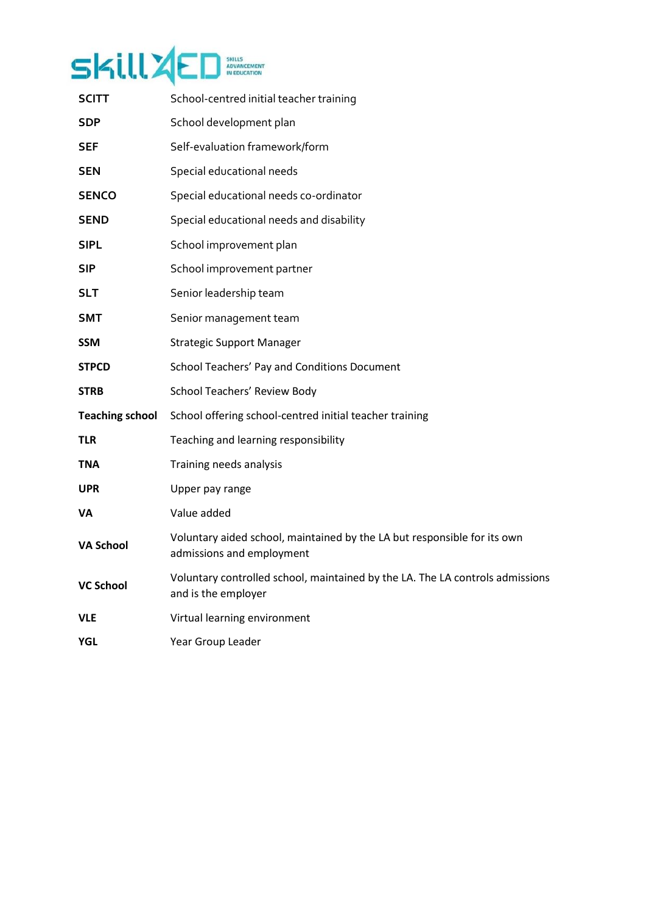| | |
|---|---|
| **SCITT** | School-centred initial teacher training |
| **SDP** | School development plan |
| **SEF** | Self-evaluation framework/form |
| **SEN** | Special educational needs |
| **SENCO** | Special educational needs co-ordinator |
| **SEND** | Special educational needs and disability |
| **SIPL** | School improvement plan |
| **SIP** | School improvement partner |
| **SLT** | Senior leadership team |
| **SMT** | Senior management team |
| **SSM** | Strategic Support Manager |
| **STPCD** | School Teachers' Pay and Conditions Document |
| **STRB** | School Teachers' Review Body |
| **Teaching school** | School offering school-centred initial teacher training |
| **TLR** | Teaching and learning responsibility |
| **TNA** | Training needs analysis |
| **UPR** | Upper pay range |
| **VA** | Value added |
| **VA School** | Voluntary aided school, maintained by the LA but responsible for its own admissions and employment |
| **VC School** | Voluntary controlled school, maintained by the LA. The LA controls admissions and is the employer |
| **VLE** | Virtual learning environment |
| **YGL** | Year Group Leader |